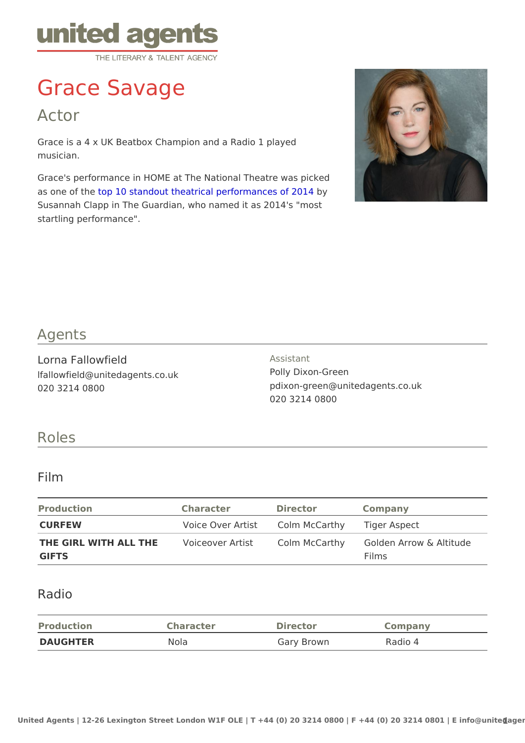# Grace Savage

## Actor

Grace is a 4 x UK Beatbox Champion and a Radio 1 played musician.

Grace's performance in HOME at The National Theatre was picked as one of the top 10 standout theatrical performances of 2014 by Susannah Clapp in The Guardian, who named it as 2014's "most startling performance".

## Agents

**Lorna Fallowfield**
lfallowfield@unitedagents.co.uk
020 3214 0800

Assistant
Polly Dixon-Green
pdixon-green@unitedagents.co.uk
020 3214 0800

## Roles

### Film

| Production | Character | Director | Company |
| --- | --- | --- | --- |
| **CURFEW** | Voice Over Artist | Colm McCarthy | Tiger Aspect |
| **THE GIRL WITH ALL THE GIFTS** | Voiceover Artist | Colm McCarthy | Golden Arrow & Altitude Films |

### Radio

| Production | Character | Director | Company |
| --- | --- | --- | --- |
| **DAUGHTER** | Nola | Gary Brown | Radio 4 |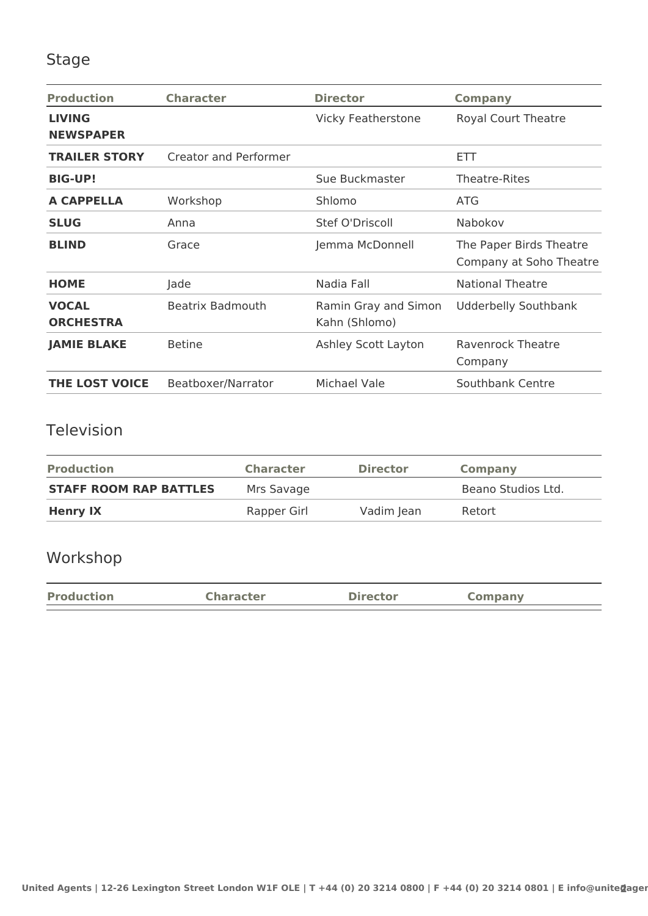## Stage

| Production | Character | Director | Company |
| --- | --- | --- | --- |
| **LIVING NEWSPAPER** | | Vicky Featherstone | Royal Court Theatre |
| **TRAILER STORY** | Creator and Performer | | ETT |
| **BIG-UP!** | | Sue Buckmaster | Theatre-Rites |
| **A CAPPELLA** | Workshop | Shlomo | ATG |
| **SLUG** | Anna | Stef O'Driscoll | Nabokov |
| **BLIND** | Grace | Jemma McDonnell | The Paper Birds Theatre Company at Soho Theatre |
| **HOME** | Jade | Nadia Fall | National Theatre |
| **VOCAL ORCHESTRA** | Beatrix Badmouth | Ramin Gray and Simon Kahn (Shlomo) | Udderbelly Southbank |
| **JAMIE BLAKE** | Betine | Ashley Scott Layton | Ravenrock Theatre Company |
| **THE LOST VOICE** | Beatboxer/Narrator | Michael Vale | Southbank Centre |

## Television

| Production | Character | Director | Company |
| --- | --- | --- | --- |
| **STAFF ROOM RAP BATTLES** | Mrs Savage | | Beano Studios Ltd. |
| **Henry IX** | Rapper Girl | Vadim Jean | Retort |

## Workshop

| Production | Character | Director | Company |
| --- | --- | --- | --- |